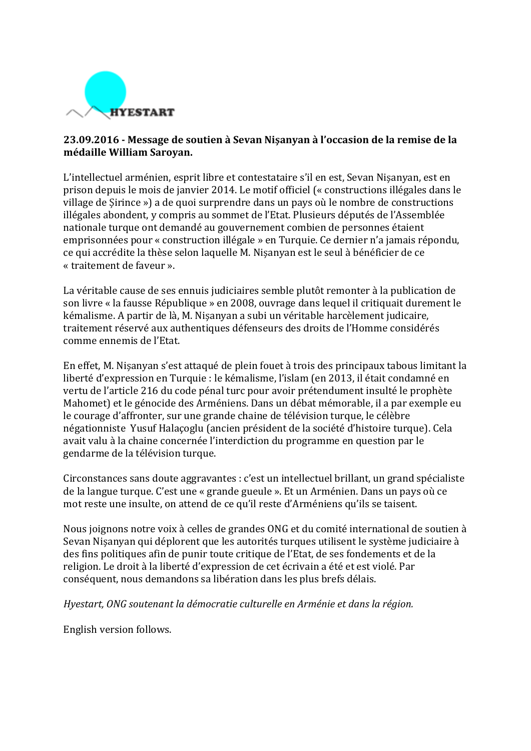HYESTART

**23.09.2016 - Message de soutien à Sevan Nişanyan à l'occasion de la remise de la médaille William Saroyan.**

L'intellectuel arménien, esprit libre et contestataire s'il en est, Sevan Nişanyan, est en prison depuis le mois de janvier 2014. Le motif officiel (« constructions illégales dans le village de Şirince ») a de quoi surprendre dans un pays où le nombre de constructions illégales abondent, y compris au sommet de l'Etat. Plusieurs députés de l'Assemblée nationale turque ont demandé au gouvernement combien de personnes étaient emprisonnées pour « construction illégale » en Turquie. Ce dernier n'a jamais répondu, ce qui accrédite la thèse selon laquelle M. Nişanyan est le seul à bénéficier de ce « traitement de faveur ».

La véritable cause de ses ennuis judiciaires semble plutôt remonter à la publication de son livre « la fausse République » en 2008, ouvrage dans lequel il critiquait durement le kémalisme. A partir de là, M. Nişanyan a subi un véritable harcèlement judicaire, traitement réservé aux authentiques défenseurs des droits de l'Homme considérés comme ennemis de l'Etat.

En effet, M. Nişanyan s'est attaqué de plein fouet à trois des principaux tabous limitant la liberté d'expression en Turquie : le kémalisme, l'islam (en 2013, il était condamné en vertu de l'article 216 du code pénal turc pour avoir prétendument insulté le prophète Mahomet) et le génocide des Arméniens. Dans un débat mémorable, il a par exemple eu le courage d'affronter, sur une grande chaine de télévision turque, le célèbre négationniste Yusuf Halaçoglu (ancien président de la société d'histoire turque). Cela avait valu à la chaine concernée l'interdiction du programme en question par le gendarme de la télévision turque.

Circonstances sans doute aggravantes : c'est un intellectuel brillant, un grand spécialiste de la langue turque. C'est une « grande gueule ». Et un Arménien. Dans un pays où ce mot reste une insulte, on attend de ce qu'il reste d'Arméniens qu'ils se taisent.

Nous joignons notre voix à celles de grandes ONG et du comité international de soutien à Sevan Nişanyan qui déplorent que les autorités turques utilisent le système judiciaire à des fins politiques afin de punir toute critique de l'Etat, de ses fondements et de la religion. Le droit à la liberté d'expression de cet écrivain a été et est violé. Par conséquent, nous demandons sa libération dans les plus brefs délais.

*Hyestart, ONG soutenant la démocratie culturelle en Arménie et dans la région.*

English version follows.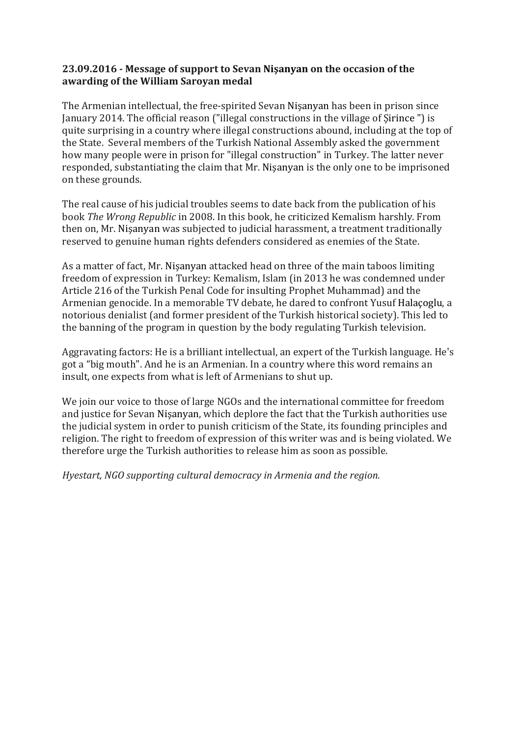**23.09.2016 - Message of support to Sevan Nişanyan on the occasion of the awarding of the William Saroyan medal**

The Armenian intellectual, the free-spirited Sevan Nişanyan has been in prison since January 2014. The official reason ("illegal constructions in the village of Şirince ") is quite surprising in a country where illegal constructions abound, including at the top of the State. Several members of the Turkish National Assembly asked the government how many people were in prison for "illegal construction" in Turkey. The latter never responded, substantiating the claim that Mr. Nişanyan is the only one to be imprisoned on these grounds.

The real cause of his judicial troubles seems to date back from the publication of his book *The Wrong Republic* in 2008. In this book, he criticized Kemalism harshly. From then on, Mr. Nişanyan was subjected to judicial harassment, a treatment traditionally reserved to genuine human rights defenders considered as enemies of the State.

As a matter of fact, Mr. Nişanyan attacked head on three of the main taboos limiting freedom of expression in Turkey: Kemalism, Islam (in 2013 he was condemned under Article 216 of the Turkish Penal Code for insulting Prophet Muhammad) and the Armenian genocide. In a memorable TV debate, he dared to confront Yusuf Halaçoglu, a notorious denialist (and former president of the Turkish historical society). This led to the banning of the program in question by the body regulating Turkish television.

Aggravating factors: He is a brilliant intellectual, an expert of the Turkish language. He's got a "big mouth". And he is an Armenian. In a country where this word remains an insult, one expects from what is left of Armenians to shut up.

We join our voice to those of large NGOs and the international committee for freedom and justice for Sevan Nişanyan, which deplore the fact that the Turkish authorities use the judicial system in order to punish criticism of the State, its founding principles and religion. The right to freedom of expression of this writer was and is being violated. We therefore urge the Turkish authorities to release him as soon as possible.

*Hyestart, NGO supporting cultural democracy in Armenia and the region.*